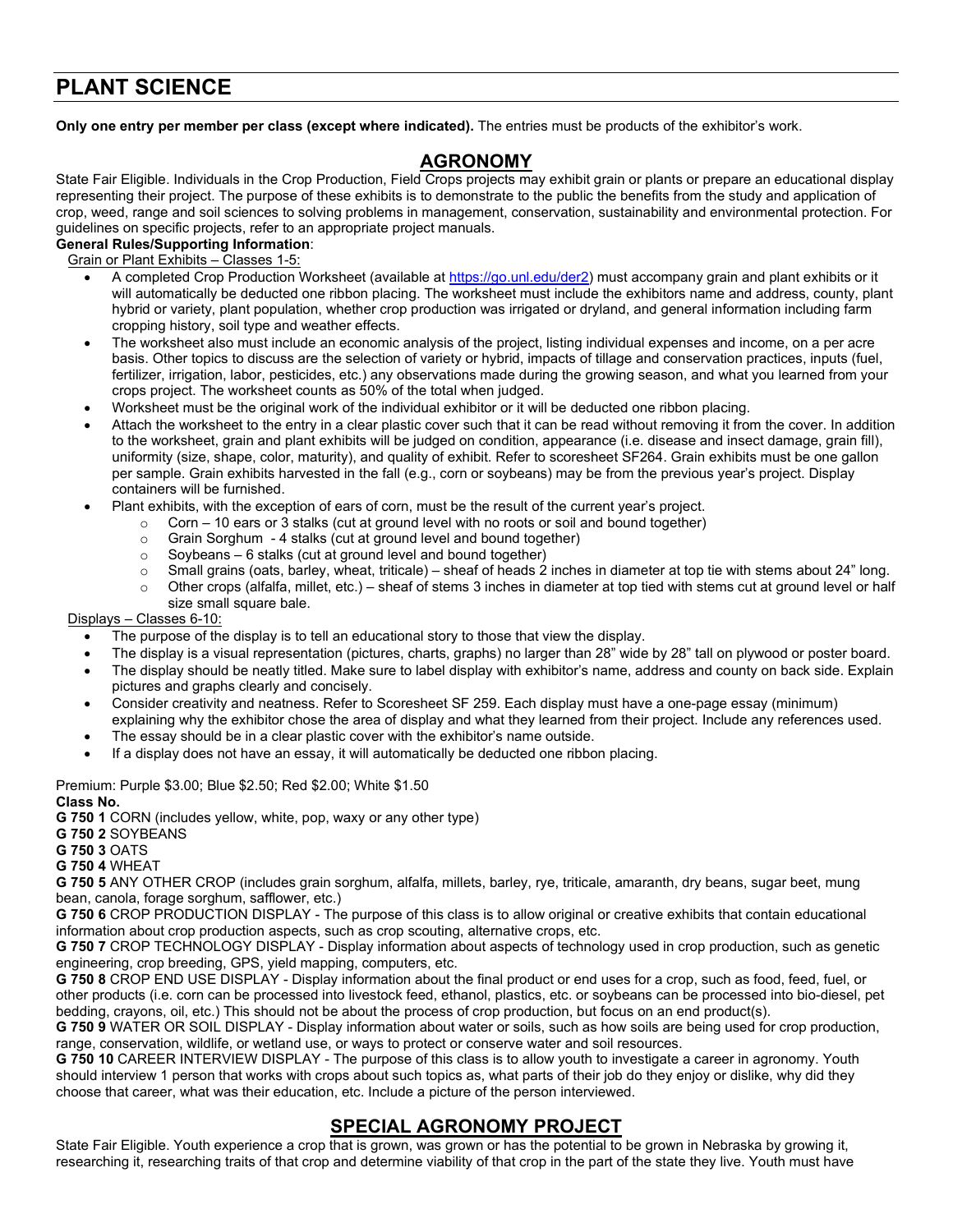# PLANT SCIENCE

**Only one entry per member per class (except where indicated).** The entries must be products of the exhibitor's work.

## AGRONOMY

State Fair Eligible. Individuals in the Crop Production, Field Crops projects may exhibit grain or plants or prepare an educational display representing their project. The purpose of these exhibits is to demonstrate to the public the benefits from the study and application of crop, weed, range and soil sciences to solving problems in management, conservation, sustainability and environmental protection. For guidelines on specific projects, refer to an appropriate project manuals.

**General Rules/Supporting Information**:

Grain or Plant Exhibits – Classes 1-5:

- A completed Crop Production Worksheet (available at https://go.unl.edu/der2) must accompany grain and plant exhibits or it will automatically be deducted one ribbon placing. The worksheet must include the exhibitors name and address, county, plant hybrid or variety, plant population, whether crop production was irrigated or dryland, and general information including farm cropping history, soil type and weather effects.
- The worksheet also must include an economic analysis of the project, listing individual expenses and income, on a per acre basis. Other topics to discuss are the selection of variety or hybrid, impacts of tillage and conservation practices, inputs (fuel, fertilizer, irrigation, labor, pesticides, etc.) any observations made during the growing season, and what you learned from your crops project. The worksheet counts as 50% of the total when judged.
- Worksheet must be the original work of the individual exhibitor or it will be deducted one ribbon placing.
- Attach the worksheet to the entry in a clear plastic cover such that it can be read without removing it from the cover. In addition to the worksheet, grain and plant exhibits will be judged on condition, appearance (i.e. disease and insect damage, grain fill), uniformity (size, shape, color, maturity), and quality of exhibit. Refer to scoresheet SF264. Grain exhibits must be one gallon per sample. Grain exhibits harvested in the fall (e.g., corn or soybeans) may be from the previous year's project. Display containers will be furnished.
- Plant exhibits, with the exception of ears of corn, must be the result of the current year's project.
  - Corn – 10 ears or 3 stalks (cut at ground level with no roots or soil and bound together)
  - Grain Sorghum - 4 stalks (cut at ground level and bound together)
  - Soybeans – 6 stalks (cut at ground level and bound together)
  - Small grains (oats, barley, wheat, triticale) – sheaf of heads 2 inches in diameter at top tie with stems about 24" long.
  - Other crops (alfalfa, millet, etc.) – sheaf of stems 3 inches in diameter at top tied with stems cut at ground level or half size small square bale.

Displays – Classes 6-10:

- The purpose of the display is to tell an educational story to those that view the display.
- The display is a visual representation (pictures, charts, graphs) no larger than 28" wide by 28" tall on plywood or poster board.
- The display should be neatly titled. Make sure to label display with exhibitor's name, address and county on back side. Explain pictures and graphs clearly and concisely.
- Consider creativity and neatness. Refer to Scoresheet SF 259. Each display must have a one-page essay (minimum) explaining why the exhibitor chose the area of display and what they learned from their project. Include any references used.
- The essay should be in a clear plastic cover with the exhibitor's name outside.
- If a display does not have an essay, it will automatically be deducted one ribbon placing.

Premium: Purple $3.00; Blue $2.50; Red $2.00; White $1.50

**Class No.**

**G 750 1** CORN (includes yellow, white, pop, waxy or any other type)

**G 750 2** SOYBEANS

**G 750 3** OATS

**G 750 4** WHEAT

**G 750 5** ANY OTHER CROP (includes grain sorghum, alfalfa, millets, barley, rye, triticale, amaranth, dry beans, sugar beet, mung bean, canola, forage sorghum, safflower, etc.)

**G 750 6** CROP PRODUCTION DISPLAY - The purpose of this class is to allow original or creative exhibits that contain educational information about crop production aspects, such as crop scouting, alternative crops, etc.

**G 750 7** CROP TECHNOLOGY DISPLAY - Display information about aspects of technology used in crop production, such as genetic engineering, crop breeding, GPS, yield mapping, computers, etc.

**G 750 8** CROP END USE DISPLAY - Display information about the final product or end uses for a crop, such as food, feed, fuel, or other products (i.e. corn can be processed into livestock feed, ethanol, plastics, etc. or soybeans can be processed into bio-diesel, pet bedding, crayons, oil, etc.) This should not be about the process of crop production, but focus on an end product(s).

**G 750 9** WATER OR SOIL DISPLAY - Display information about water or soils, such as how soils are being used for crop production, range, conservation, wildlife, or wetland use, or ways to protect or conserve water and soil resources.

**G 750 10** CAREER INTERVIEW DISPLAY - The purpose of this class is to allow youth to investigate a career in agronomy. Youth should interview 1 person that works with crops about such topics as, what parts of their job do they enjoy or dislike, why did they choose that career, what was their education, etc. Include a picture of the person interviewed.

## SPECIAL AGRONOMY PROJECT

State Fair Eligible. Youth experience a crop that is grown, was grown or has the potential to be grown in Nebraska by growing it, researching it, researching traits of that crop and determine viability of that crop in the part of the state they live. Youth must have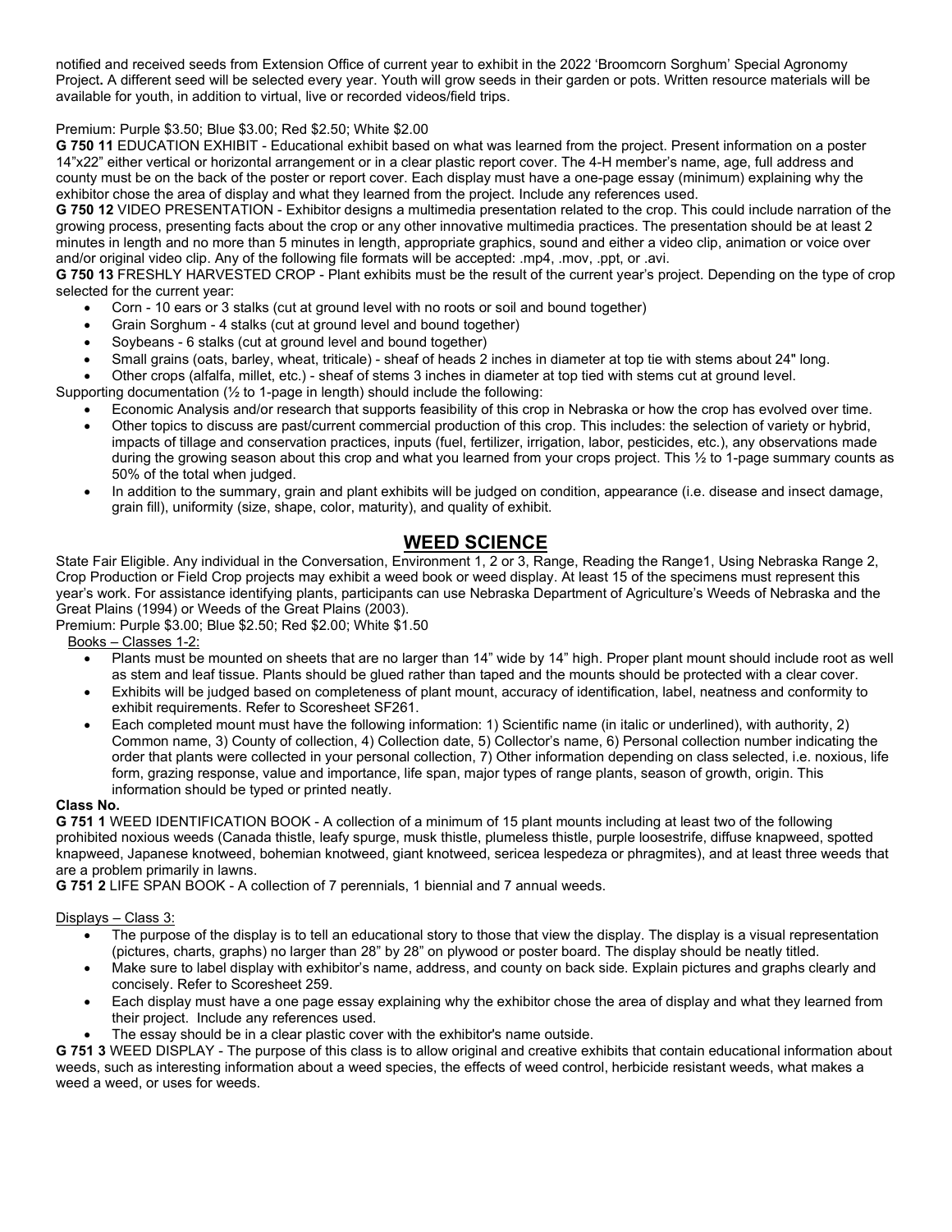notified and received seeds from Extension Office of current year to exhibit in the 2022 'Broomcorn Sorghum' Special Agronomy Project**.** A different seed will be selected every year. Youth will grow seeds in their garden or pots. Written resource materials will be available for youth, in addition to virtual, live or recorded videos/field trips.

Premium: Purple $3.50; Blue $3.00; Red $2.50; White $2.00

**G 750 11** EDUCATION EXHIBIT - Educational exhibit based on what was learned from the project. Present information on a poster 14"x22" either vertical or horizontal arrangement or in a clear plastic report cover. The 4-H member's name, age, full address and county must be on the back of the poster or report cover. Each display must have a one-page essay (minimum) explaining why the exhibitor chose the area of display and what they learned from the project. Include any references used.

**G 750 12** VIDEO PRESENTATION - Exhibitor designs a multimedia presentation related to the crop. This could include narration of the growing process, presenting facts about the crop or any other innovative multimedia practices. The presentation should be at least 2 minutes in length and no more than 5 minutes in length, appropriate graphics, sound and either a video clip, animation or voice over and/or original video clip. Any of the following file formats will be accepted: .mp4, .mov, .ppt, or .avi.

**G 750 13** FRESHLY HARVESTED CROP - Plant exhibits must be the result of the current year's project. Depending on the type of crop selected for the current year:

- Corn - 10 ears or 3 stalks (cut at ground level with no roots or soil and bound together)
- Grain Sorghum - 4 stalks (cut at ground level and bound together)
- Soybeans - 6 stalks (cut at ground level and bound together)
- Small grains (oats, barley, wheat, triticale) - sheaf of heads 2 inches in diameter at top tie with stems about 24" long.
- Other crops (alfalfa, millet, etc.) - sheaf of stems 3 inches in diameter at top tied with stems cut at ground level.

Supporting documentation (½ to 1-page in length) should include the following:

- Economic Analysis and/or research that supports feasibility of this crop in Nebraska or how the crop has evolved over time.
- Other topics to discuss are past/current commercial production of this crop. This includes: the selection of variety or hybrid, impacts of tillage and conservation practices, inputs (fuel, fertilizer, irrigation, labor, pesticides, etc.), any observations made during the growing season about this crop and what you learned from your crops project. This ½ to 1-page summary counts as 50% of the total when judged.
- In addition to the summary, grain and plant exhibits will be judged on condition, appearance (i.e. disease and insect damage, grain fill), uniformity (size, shape, color, maturity), and quality of exhibit.

## WEED SCIENCE

State Fair Eligible. Any individual in the Conversation, Environment 1, 2 or 3, Range, Reading the Range1, Using Nebraska Range 2, Crop Production or Field Crop projects may exhibit a weed book or weed display. At least 15 of the specimens must represent this year's work. For assistance identifying plants, participants can use Nebraska Department of Agriculture's Weeds of Nebraska and the Great Plains (1994) or Weeds of the Great Plains (2003).

Premium: Purple $3.00; Blue $2.50; Red $2.00; White $1.50

Books – Classes 1-2:

- Plants must be mounted on sheets that are no larger than 14" wide by 14" high. Proper plant mount should include root as well as stem and leaf tissue. Plants should be glued rather than taped and the mounts should be protected with a clear cover.
- Exhibits will be judged based on completeness of plant mount, accuracy of identification, label, neatness and conformity to exhibit requirements. Refer to Scoresheet SF261.
- Each completed mount must have the following information: 1) Scientific name (in italic or underlined), with authority, 2) Common name, 3) County of collection, 4) Collection date, 5) Collector's name, 6) Personal collection number indicating the order that plants were collected in your personal collection, 7) Other information depending on class selected, i.e. noxious, life form, grazing response, value and importance, life span, major types of range plants, season of growth, origin. This information should be typed or printed neatly.

**Class No.**

**G 751 1** WEED IDENTIFICATION BOOK - A collection of a minimum of 15 plant mounts including at least two of the following prohibited noxious weeds (Canada thistle, leafy spurge, musk thistle, plumeless thistle, purple loosestrife, diffuse knapweed, spotted knapweed, Japanese knotweed, bohemian knotweed, giant knotweed, sericea lespedeza or phragmites), and at least three weeds that are a problem primarily in lawns.

**G 751 2** LIFE SPAN BOOK - A collection of 7 perennials, 1 biennial and 7 annual weeds.

Displays – Class 3:

- The purpose of the display is to tell an educational story to those that view the display. The display is a visual representation (pictures, charts, graphs) no larger than 28" by 28" on plywood or poster board. The display should be neatly titled.
- Make sure to label display with exhibitor's name, address, and county on back side. Explain pictures and graphs clearly and concisely. Refer to Scoresheet 259.
- Each display must have a one page essay explaining why the exhibitor chose the area of display and what they learned from their project. Include any references used.
- The essay should be in a clear plastic cover with the exhibitor's name outside.

**G 751 3** WEED DISPLAY - The purpose of this class is to allow original and creative exhibits that contain educational information about weeds, such as interesting information about a weed species, the effects of weed control, herbicide resistant weeds, what makes a weed a weed, or uses for weeds.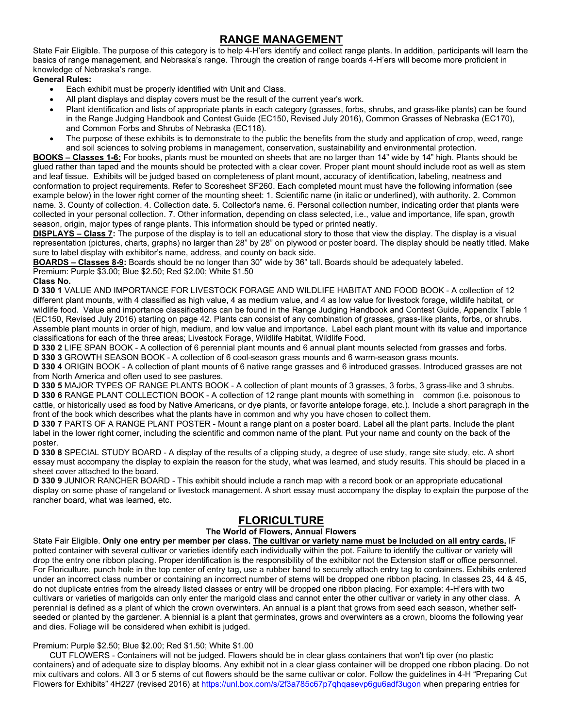# RANGE MANAGEMENT

State Fair Eligible. The purpose of this category is to help 4-H'ers identify and collect range plants. In addition, participants will learn the basics of range management, and Nebraska's range. Through the creation of range boards 4-H'ers will become more proficient in knowledge of Nebraska's range.

**General Rules:**

- Each exhibit must be properly identified with Unit and Class.
- All plant displays and display covers must be the result of the current year's work.
- Plant identification and lists of appropriate plants in each category (grasses, forbs, shrubs, and grass-like plants) can be found in the Range Judging Handbook and Contest Guide (EC150, Revised July 2016), Common Grasses of Nebraska (EC170), and Common Forbs and Shrubs of Nebraska (EC118).
- The purpose of these exhibits is to demonstrate to the public the benefits from the study and application of crop, weed, range and soil sciences to solving problems in management, conservation, sustainability and environmental protection.

**BOOKS – Classes 1-6:** For books, plants must be mounted on sheets that are no larger than 14" wide by 14" high. Plants should be glued rather than taped and the mounts should be protected with a clear cover. Proper plant mount should include root as well as stem and leaf tissue. Exhibits will be judged based on completeness of plant mount, accuracy of identification, labeling, neatness and conformation to project requirements. Refer to Scoresheet SF260. Each completed mount must have the following information (see example below) in the lower right corner of the mounting sheet: 1. Scientific name (in italic or underlined), with authority. 2. Common name. 3. County of collection. 4. Collection date. 5. Collector's name. 6. Personal collection number, indicating order that plants were collected in your personal collection. 7. Other information, depending on class selected, i.e., value and importance, life span, growth season, origin, major types of range plants. This information should be typed or printed neatly.

**DISPLAYS – Class 7:** The purpose of the display is to tell an educational story to those that view the display. The display is a visual representation (pictures, charts, graphs) no larger than 28" by 28" on plywood or poster board. The display should be neatly titled. Make sure to label display with exhibitor's name, address, and county on back side.

**BOARDS – Classes 8-9:** Boards should be no longer than 30" wide by 36" tall. Boards should be adequately labeled.

Premium: Purple $3.00; Blue $2.50; Red $2.00; White $1.50

**Class No.**

**D 330 1** VALUE AND IMPORTANCE FOR LIVESTOCK FORAGE AND WILDLIFE HABITAT AND FOOD BOOK - A collection of 12 different plant mounts, with 4 classified as high value, 4 as medium value, and 4 as low value for livestock forage, wildlife habitat, or wildlife food. Value and importance classifications can be found in the Range Judging Handbook and Contest Guide, Appendix Table 1 (EC150, Revised July 2016) starting on page 42. Plants can consist of any combination of grasses, grass-like plants, forbs, or shrubs. Assemble plant mounts in order of high, medium, and low value and importance. Label each plant mount with its value and importance classifications for each of the three areas; Livestock Forage, Wildlife Habitat, Wildlife Food.

**D 330 2** LIFE SPAN BOOK - A collection of 6 perennial plant mounts and 6 annual plant mounts selected from grasses and forbs.

**D 330 3** GROWTH SEASON BOOK - A collection of 6 cool-season grass mounts and 6 warm-season grass mounts.

**D 330 4** ORIGIN BOOK - A collection of plant mounts of 6 native range grasses and 6 introduced grasses. Introduced grasses are not from North America and often used to see pastures.

**D 330 5** MAJOR TYPES OF RANGE PLANTS BOOK - A collection of plant mounts of 3 grasses, 3 forbs, 3 grass-like and 3 shrubs.

**D 330 6** RANGE PLANT COLLECTION BOOK - A collection of 12 range plant mounts with something in common (i.e. poisonous to cattle, or historically used as food by Native Americans, or dye plants, or favorite antelope forage, etc.). Include a short paragraph in the front of the book which describes what the plants have in common and why you have chosen to collect them.

**D 330 7** PARTS OF A RANGE PLANT POSTER - Mount a range plant on a poster board. Label all the plant parts. Include the plant label in the lower right corner, including the scientific and common name of the plant. Put your name and county on the back of the poster.

**D 330 8** SPECIAL STUDY BOARD - A display of the results of a clipping study, a degree of use study, range site study, etc. A short essay must accompany the display to explain the reason for the study, what was learned, and study results. This should be placed in a sheet cover attached to the board.

**D 330 9** JUNIOR RANCHER BOARD - This exhibit should include a ranch map with a record book or an appropriate educational display on some phase of rangeland or livestock management. A short essay must accompany the display to explain the purpose of the rancher board, what was learned, etc.

# FLORICULTURE

### The World of Flowers, Annual Flowers

State Fair Eligible. **Only one entry per member per class. The cultivar or variety name must be included on all entry cards.** IF potted container with several cultivar or varieties identify each individually within the pot. Failure to identify the cultivar or variety will drop the entry one ribbon placing. Proper identification is the responsibility of the exhibitor not the Extension staff or office personnel. For Floriculture, punch hole in the top center of entry tag, use a rubber band to securely attach entry tag to containers. Exhibits entered under an incorrect class number or containing an incorrect number of stems will be dropped one ribbon placing. In classes 23, 44 & 45, do not duplicate entries from the already listed classes or entry will be dropped one ribbon placing. For example: 4-H'ers with two cultivars or varieties of marigolds can only enter the marigold class and cannot enter the other cultivar or variety in any other class. A perennial is defined as a plant of which the crown overwinters. An annual is a plant that grows from seed each season, whether self-seeded or planted by the gardener. A biennial is a plant that germinates, grows and overwinters as a crown, blooms the following year and dies. Foliage will be considered when exhibit is judged.

Premium: Purple $2.50; Blue $2.00; Red $1.50; White $1.00

CUT FLOWERS - Containers will not be judged. Flowers should be in clear glass containers that won't tip over (no plastic containers) and of adequate size to display blooms. Any exhibit not in a clear glass container will be dropped one ribbon placing. Do not mix cultivars and colors. All 3 or 5 stems of cut flowers should be the same cultivar or color. Follow the guidelines in 4-H "Preparing Cut Flowers for Exhibits" 4H227 (revised 2016) at https://unl.box.com/s/2f3a785c67p7qhqasevp6gu6adf3ugon when preparing entries for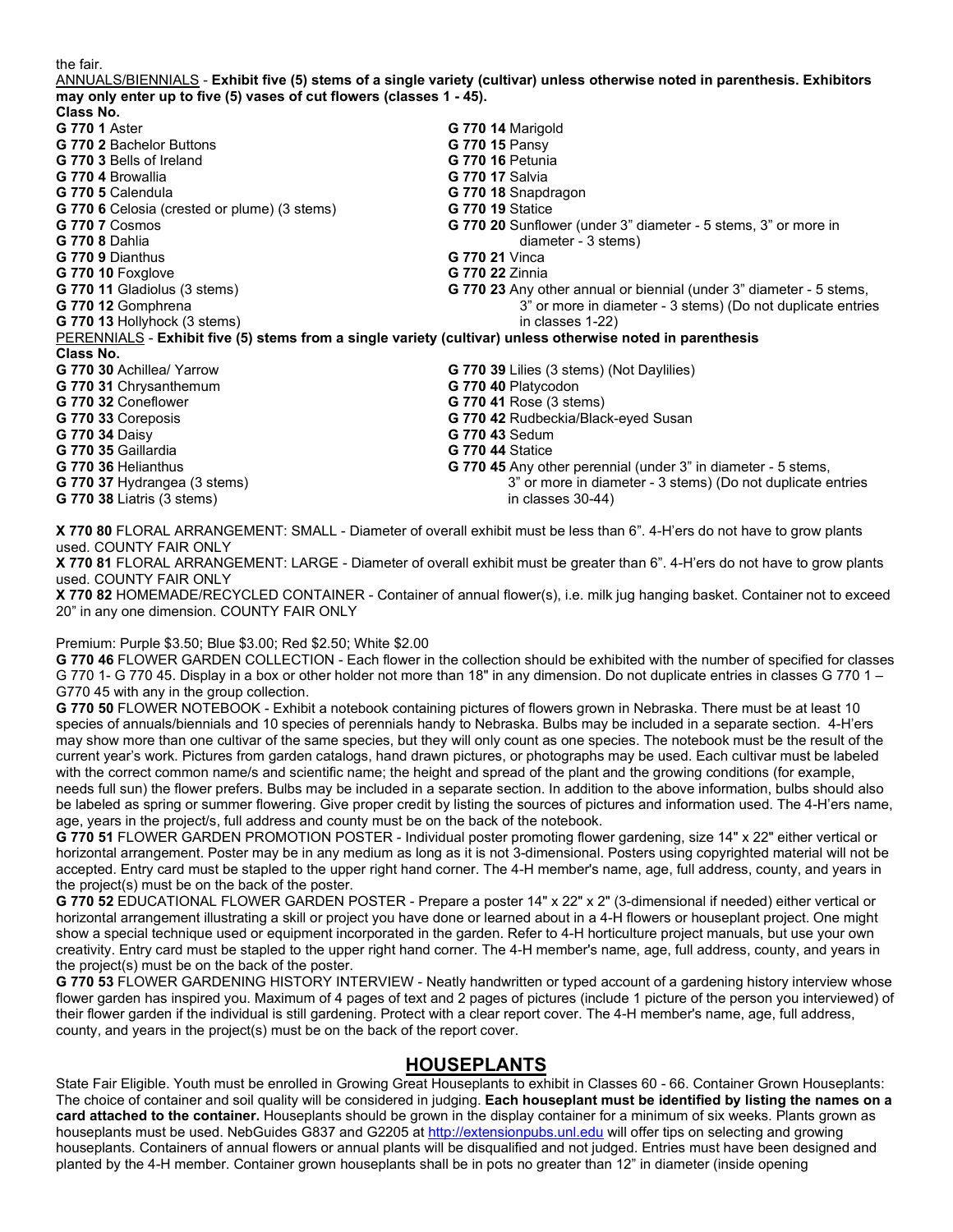the fair.

ANNUALS/BIENNIALS - **Exhibit five (5) stems of a single variety (cultivar) unless otherwise noted in parenthesis. Exhibitors may only enter up to five (5) vases of cut flowers (classes 1 - 45).**

**Class No.**

**G 770 1** Aster
**G 770 2** Bachelor Buttons
**G 770 3** Bells of Ireland
**G 770 4** Browallia
**G 770 5** Calendula
**G 770 6** Celosia (crested or plume) (3 stems)
**G 770 7** Cosmos
**G 770 8** Dahlia
**G 770 9** Dianthus
**G 770 10** Foxglove
**G 770 11** Gladiolus (3 stems)
**G 770 12** Gomphrena
**G 770 13** Hollyhock (3 stems)
**G 770 14** Marigold
**G 770 15** Pansy
**G 770 16** Petunia
**G 770 17** Salvia
**G 770 18** Snapdragon
**G 770 19** Statice
**G 770 20** Sunflower (under 3" diameter - 5 stems, 3" or more in diameter - 3 stems)
**G 770 21** Vinca
**G 770 22** Zinnia
**G 770 23** Any other annual or biennial (under 3" diameter - 5 stems, 3" or more in diameter - 3 stems) (Do not duplicate entries in classes 1-22)

PERENNIALS - **Exhibit five (5) stems from a single variety (cultivar) unless otherwise noted in parenthesis**

**Class No.**

**G 770 30** Achillea/ Yarrow
**G 770 31** Chrysanthemum
**G 770 32** Coneflower
**G 770 33** Coreposis
**G 770 34** Daisy
**G 770 35** Gaillardia
**G 770 36** Helianthus
**G 770 37** Hydrangea (3 stems)
**G 770 38** Liatris (3 stems)
**G 770 39** Lilies (3 stems) (Not Daylilies)
**G 770 40** Platycodon
**G 770 41** Rose (3 stems)
**G 770 42** Rudbeckia/Black-eyed Susan
**G 770 43** Sedum
**G 770 44** Statice
**G 770 45** Any other perennial (under 3" in diameter - 5 stems, 3" or more in diameter - 3 stems) (Do not duplicate entries in classes 30-44)

**X 770 80** FLORAL ARRANGEMENT: SMALL - Diameter of overall exhibit must be less than 6". 4-H'ers do not have to grow plants used. COUNTY FAIR ONLY

**X 770 81** FLORAL ARRANGEMENT: LARGE - Diameter of overall exhibit must be greater than 6". 4-H'ers do not have to grow plants used. COUNTY FAIR ONLY

**X 770 82** HOMEMADE/RECYCLED CONTAINER - Container of annual flower(s), i.e. milk jug hanging basket. Container not to exceed 20" in any one dimension. COUNTY FAIR ONLY

Premium: Purple $3.50; Blue $3.00; Red $2.50; White $2.00

**G 770 46** FLOWER GARDEN COLLECTION - Each flower in the collection should be exhibited with the number of specified for classes G 770 1- G 770 45. Display in a box or other holder not more than 18" in any dimension. Do not duplicate entries in classes G 770 1 – G770 45 with any in the group collection.

**G 770 50** FLOWER NOTEBOOK - Exhibit a notebook containing pictures of flowers grown in Nebraska. There must be at least 10 species of annuals/biennials and 10 species of perennials handy to Nebraska. Bulbs may be included in a separate section. 4-H'ers may show more than one cultivar of the same species, but they will only count as one species. The notebook must be the result of the current year's work. Pictures from garden catalogs, hand drawn pictures, or photographs may be used. Each cultivar must be labeled with the correct common name/s and scientific name; the height and spread of the plant and the growing conditions (for example, needs full sun) the flower prefers. Bulbs may be included in a separate section. In addition to the above information, bulbs should also be labeled as spring or summer flowering. Give proper credit by listing the sources of pictures and information used. The 4-H'ers name, age, years in the project/s, full address and county must be on the back of the notebook.

**G 770 51** FLOWER GARDEN PROMOTION POSTER - Individual poster promoting flower gardening, size 14" x 22" either vertical or horizontal arrangement. Poster may be in any medium as long as it is not 3-dimensional. Posters using copyrighted material will not be accepted. Entry card must be stapled to the upper right hand corner. The 4-H member's name, age, full address, county, and years in the project(s) must be on the back of the poster.

**G 770 52** EDUCATIONAL FLOWER GARDEN POSTER - Prepare a poster 14" x 22" x 2" (3-dimensional if needed) either vertical or horizontal arrangement illustrating a skill or project you have done or learned about in a 4-H flowers or houseplant project. One might show a special technique used or equipment incorporated in the garden. Refer to 4-H horticulture project manuals, but use your own creativity. Entry card must be stapled to the upper right hand corner. The 4-H member's name, age, full address, county, and years in the project(s) must be on the back of the poster.

**G 770 53** FLOWER GARDENING HISTORY INTERVIEW - Neatly handwritten or typed account of a gardening history interview whose flower garden has inspired you. Maximum of 4 pages of text and 2 pages of pictures (include 1 picture of the person you interviewed) of their flower garden if the individual is still gardening. Protect with a clear report cover. The 4-H member's name, age, full address, county, and years in the project(s) must be on the back of the report cover.

## HOUSEPLANTS

State Fair Eligible. Youth must be enrolled in Growing Great Houseplants to exhibit in Classes 60 - 66. Container Grown Houseplants: The choice of container and soil quality will be considered in judging. **Each houseplant must be identified by listing the names on a card attached to the container.** Houseplants should be grown in the display container for a minimum of six weeks. Plants grown as houseplants must be used. NebGuides G837 and G2205 at http://extensionpubs.unl.edu will offer tips on selecting and growing houseplants. Containers of annual flowers or annual plants will be disqualified and not judged. Entries must have been designed and planted by the 4-H member. Container grown houseplants shall be in pots no greater than 12" in diameter (inside opening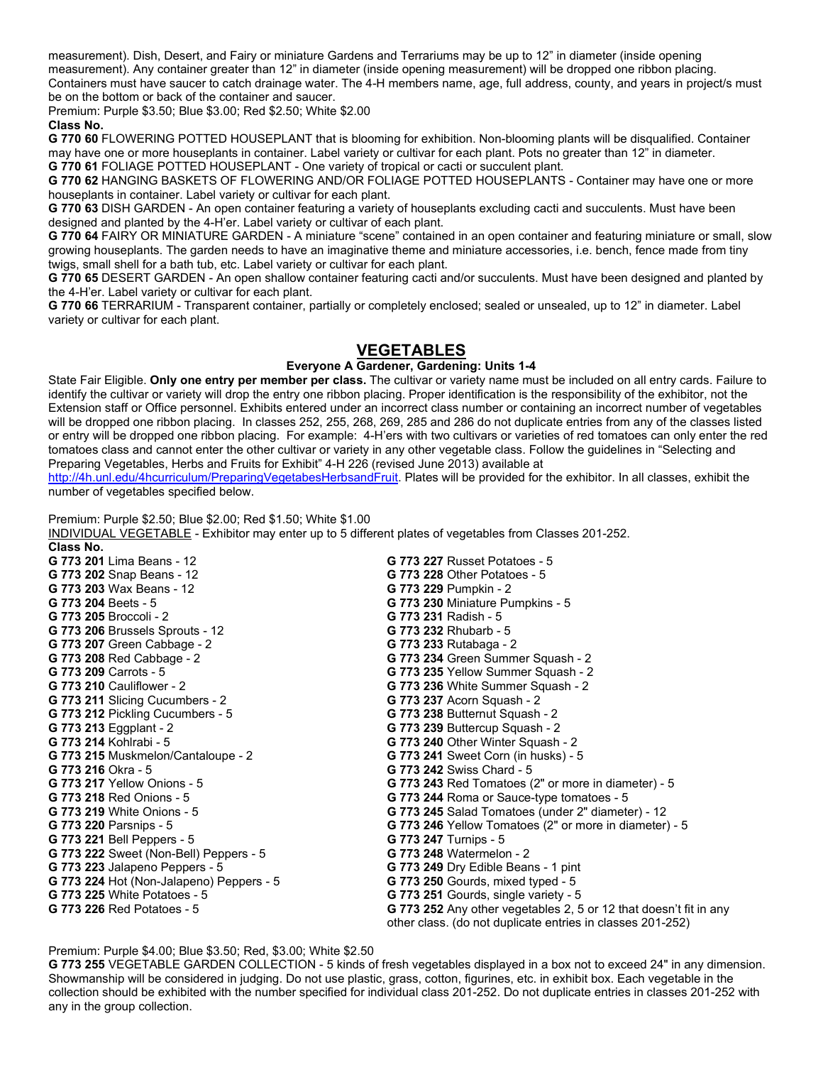measurement). Dish, Desert, and Fairy or miniature Gardens and Terrariums may be up to 12" in diameter (inside opening measurement). Any container greater than 12" in diameter (inside opening measurement) will be dropped one ribbon placing. Containers must have saucer to catch drainage water. The 4-H members name, age, full address, county, and years in project/s must be on the bottom or back of the container and saucer.

Premium: Purple $3.50; Blue $3.00; Red $2.50; White $2.00

**Class No.**

**G 770 60** FLOWERING POTTED HOUSEPLANT that is blooming for exhibition. Non-blooming plants will be disqualified. Container may have one or more houseplants in container. Label variety or cultivar for each plant. Pots no greater than 12" in diameter.

**G 770 61** FOLIAGE POTTED HOUSEPLANT - One variety of tropical or cacti or succulent plant.

**G 770 62** HANGING BASKETS OF FLOWERING AND/OR FOLIAGE POTTED HOUSEPLANTS - Container may have one or more houseplants in container. Label variety or cultivar for each plant.

**G 770 63** DISH GARDEN - An open container featuring a variety of houseplants excluding cacti and succulents. Must have been designed and planted by the 4-H'er. Label variety or cultivar of each plant.

**G 770 64** FAIRY OR MINIATURE GARDEN - A miniature "scene" contained in an open container and featuring miniature or small, slow growing houseplants. The garden needs to have an imaginative theme and miniature accessories, i.e. bench, fence made from tiny twigs, small shell for a bath tub, etc. Label variety or cultivar for each plant.

**G 770 65** DESERT GARDEN - An open shallow container featuring cacti and/or succulents. Must have been designed and planted by the 4-H'er. Label variety or cultivar for each plant.

**G 770 66** TERRARIUM - Transparent container, partially or completely enclosed; sealed or unsealed, up to 12" in diameter. Label variety or cultivar for each plant.

## VEGETABLES

### Everyone A Gardener, Gardening: Units 1-4

State Fair Eligible. **Only one entry per member per class.** The cultivar or variety name must be included on all entry cards. Failure to identify the cultivar or variety will drop the entry one ribbon placing. Proper identification is the responsibility of the exhibitor, not the Extension staff or Office personnel. Exhibits entered under an incorrect class number or containing an incorrect number of vegetables will be dropped one ribbon placing. In classes 252, 255, 268, 269, 285 and 286 do not duplicate entries from any of the classes listed or entry will be dropped one ribbon placing. For example: 4-H'ers with two cultivars or varieties of red tomatoes can only enter the red tomatoes class and cannot enter the other cultivar or variety in any other vegetable class. Follow the guidelines in "Selecting and Preparing Vegetables, Herbs and Fruits for Exhibit" 4-H 226 (revised June 2013) available at http://4h.unl.edu/4hcurriculum/PreparingVegetabesHerbsandFruit. Plates will be provided for the exhibitor. In all classes, exhibit the number of vegetables specified below.

Premium: Purple $2.50; Blue $2.00; Red $1.50; White $1.00

INDIVIDUAL VEGETABLE - Exhibitor may enter up to 5 different plates of vegetables from Classes 201-252.

**Class No.**

**G 773 201** Lima Beans - 12
**G 773 202** Snap Beans - 12
**G 773 203** Wax Beans - 12
**G 773 204** Beets - 5
**G 773 205** Broccoli - 2
**G 773 206** Brussels Sprouts - 12
**G 773 207** Green Cabbage - 2
**G 773 208** Red Cabbage - 2
**G 773 209** Carrots - 5
**G 773 210** Cauliflower - 2
**G 773 211** Slicing Cucumbers - 2
**G 773 212** Pickling Cucumbers - 5
**G 773 213** Eggplant - 2
**G 773 214** Kohlrabi - 5
**G 773 215** Muskmelon/Cantaloupe - 2
**G 773 216** Okra - 5
**G 773 217** Yellow Onions - 5
**G 773 218** Red Onions - 5
**G 773 219** White Onions - 5
**G 773 220** Parsnips - 5
**G 773 221** Bell Peppers - 5
**G 773 222** Sweet (Non-Bell) Peppers - 5
**G 773 223** Jalapeno Peppers - 5
**G 773 224** Hot (Non-Jalapeno) Peppers - 5
**G 773 225** White Potatoes - 5
**G 773 226** Red Potatoes - 5
**G 773 227** Russet Potatoes - 5
**G 773 228** Other Potatoes - 5
**G 773 229** Pumpkin - 2
**G 773 230** Miniature Pumpkins - 5
**G 773 231** Radish - 5
**G 773 232** Rhubarb - 5
**G 773 233** Rutabaga - 2
**G 773 234** Green Summer Squash - 2
**G 773 235** Yellow Summer Squash - 2
**G 773 236** White Summer Squash - 2
**G 773 237** Acorn Squash - 2
**G 773 238** Butternut Squash - 2
**G 773 239** Buttercup Squash - 2
**G 773 240** Other Winter Squash - 2
**G 773 241** Sweet Corn (in husks) - 5
**G 773 242** Swiss Chard - 5
**G 773 243** Red Tomatoes (2" or more in diameter) - 5
**G 773 244** Roma or Sauce-type tomatoes - 5
**G 773 245** Salad Tomatoes (under 2" diameter) - 12
**G 773 246** Yellow Tomatoes (2" or more in diameter) - 5
**G 773 247** Turnips - 5
**G 773 248** Watermelon - 2
**G 773 249** Dry Edible Beans - 1 pint
**G 773 250** Gourds, mixed typed - 5
**G 773 251** Gourds, single variety - 5
**G 773 252** Any other vegetables 2, 5 or 12 that doesn't fit in any other class. (do not duplicate entries in classes 201-252)

Premium: Purple $4.00; Blue $3.50; Red, $3.00; White $2.50

**G 773 255** VEGETABLE GARDEN COLLECTION - 5 kinds of fresh vegetables displayed in a box not to exceed 24" in any dimension. Showmanship will be considered in judging. Do not use plastic, grass, cotton, figurines, etc. in exhibit box. Each vegetable in the collection should be exhibited with the number specified for individual class 201-252. Do not duplicate entries in classes 201-252 with any in the group collection.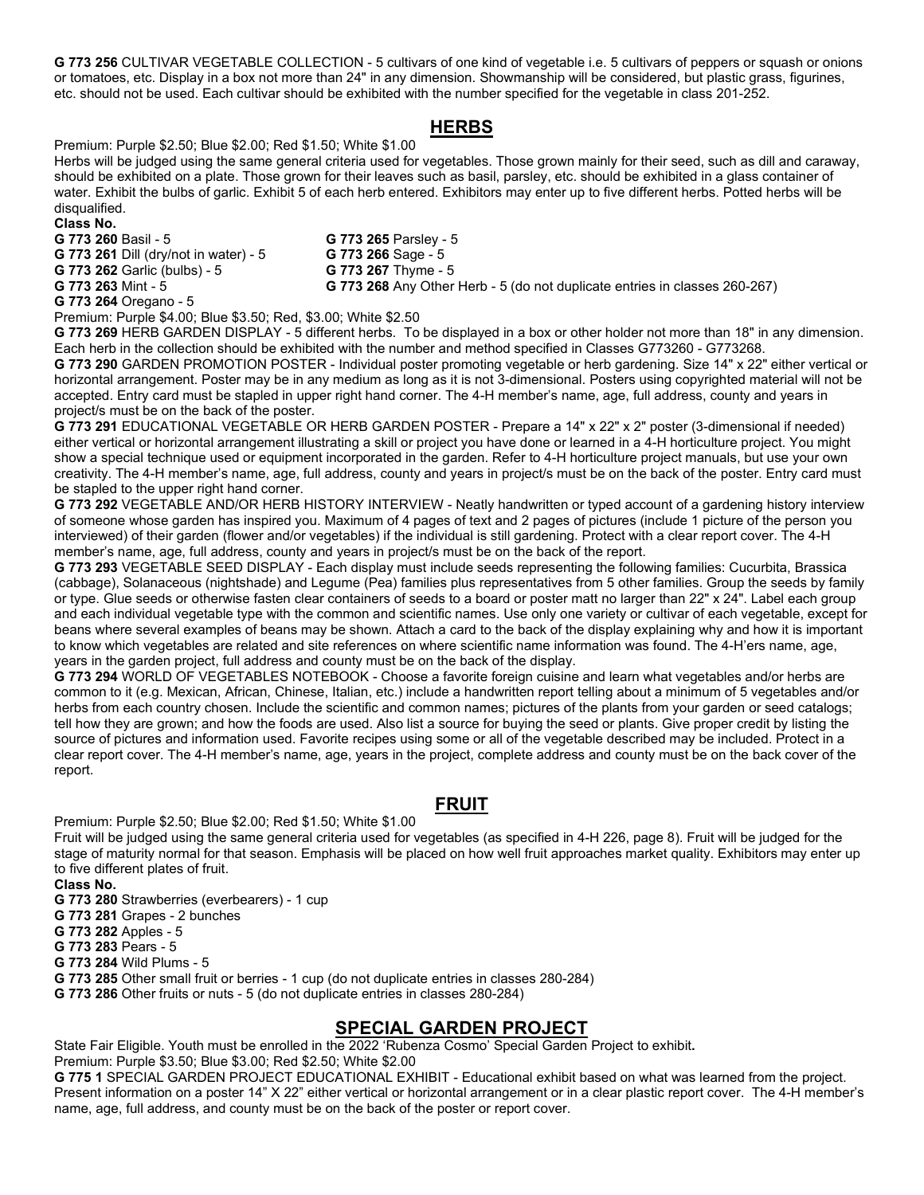**G 773 256** CULTIVAR VEGETABLE COLLECTION - 5 cultivars of one kind of vegetable i.e. 5 cultivars of peppers or squash or onions or tomatoes, etc. Display in a box not more than 24" in any dimension. Showmanship will be considered, but plastic grass, figurines, etc. should not be used. Each cultivar should be exhibited with the number specified for the vegetable in class 201-252.

## HERBS

Premium: Purple $2.50; Blue $2.00; Red $1.50; White $1.00

Herbs will be judged using the same general criteria used for vegetables. Those grown mainly for their seed, such as dill and caraway, should be exhibited on a plate. Those grown for their leaves such as basil, parsley, etc. should be exhibited in a glass container of water. Exhibit the bulbs of garlic. Exhibit 5 of each herb entered. Exhibitors may enter up to five different herbs. Potted herbs will be disqualified.

**Class No.**

**G 773 260** Basil - 5
**G 773 261** Dill (dry/not in water) - 5
**G 773 262** Garlic (bulbs) - 5
**G 773 263** Mint - 5
**G 773 264** Oregano - 5
**G 773 265** Parsley - 5
**G 773 266** Sage - 5
**G 773 267** Thyme - 5
**G 773 268** Any Other Herb - 5 (do not duplicate entries in classes 260-267)

Premium: Purple $4.00; Blue $3.50; Red, $3.00; White $2.50

**G 773 269** HERB GARDEN DISPLAY - 5 different herbs. To be displayed in a box or other holder not more than 18" in any dimension. Each herb in the collection should be exhibited with the number and method specified in Classes G773260 - G773268.

**G 773 290** GARDEN PROMOTION POSTER - Individual poster promoting vegetable or herb gardening. Size 14" x 22" either vertical or horizontal arrangement. Poster may be in any medium as long as it is not 3-dimensional. Posters using copyrighted material will not be accepted. Entry card must be stapled in upper right hand corner. The 4-H member's name, age, full address, county and years in project/s must be on the back of the poster.

**G 773 291** EDUCATIONAL VEGETABLE OR HERB GARDEN POSTER - Prepare a 14" x 22" x 2" poster (3-dimensional if needed) either vertical or horizontal arrangement illustrating a skill or project you have done or learned in a 4-H horticulture project. You might show a special technique used or equipment incorporated in the garden. Refer to 4-H horticulture project manuals, but use your own creativity. The 4-H member's name, age, full address, county and years in project/s must be on the back of the poster. Entry card must be stapled to the upper right hand corner.

**G 773 292** VEGETABLE AND/OR HERB HISTORY INTERVIEW - Neatly handwritten or typed account of a gardening history interview of someone whose garden has inspired you. Maximum of 4 pages of text and 2 pages of pictures (include 1 picture of the person you interviewed) of their garden (flower and/or vegetables) if the individual is still gardening. Protect with a clear report cover. The 4-H member's name, age, full address, county and years in project/s must be on the back of the report.

**G 773 293** VEGETABLE SEED DISPLAY - Each display must include seeds representing the following families: Cucurbita, Brassica (cabbage), Solanaceous (nightshade) and Legume (Pea) families plus representatives from 5 other families. Group the seeds by family or type. Glue seeds or otherwise fasten clear containers of seeds to a board or poster matt no larger than 22" x 24". Label each group and each individual vegetable type with the common and scientific names. Use only one variety or cultivar of each vegetable, except for beans where several examples of beans may be shown. Attach a card to the back of the display explaining why and how it is important to know which vegetables are related and site references on where scientific name information was found. The 4-H'ers name, age, years in the garden project, full address and county must be on the back of the display.

**G 773 294** WORLD OF VEGETABLES NOTEBOOK - Choose a favorite foreign cuisine and learn what vegetables and/or herbs are common to it (e.g. Mexican, African, Chinese, Italian, etc.) include a handwritten report telling about a minimum of 5 vegetables and/or herbs from each country chosen. Include the scientific and common names; pictures of the plants from your garden or seed catalogs; tell how they are grown; and how the foods are used. Also list a source for buying the seed or plants. Give proper credit by listing the source of pictures and information used. Favorite recipes using some or all of the vegetable described may be included. Protect in a clear report cover. The 4-H member's name, age, years in the project, complete address and county must be on the back cover of the report.

## FRUIT

Premium: Purple $2.50; Blue $2.00; Red $1.50; White $1.00

Fruit will be judged using the same general criteria used for vegetables (as specified in 4-H 226, page 8). Fruit will be judged for the stage of maturity normal for that season. Emphasis will be placed on how well fruit approaches market quality. Exhibitors may enter up to five different plates of fruit.

**Class No.**

**G 773 280** Strawberries (everbearers) - 1 cup
**G 773 281** Grapes - 2 bunches
**G 773 282** Apples - 5
**G 773 283** Pears - 5
**G 773 284** Wild Plums - 5
**G 773 285** Other small fruit or berries - 1 cup (do not duplicate entries in classes 280-284)
**G 773 286** Other fruits or nuts - 5 (do not duplicate entries in classes 280-284)

## SPECIAL GARDEN PROJECT

State Fair Eligible. Youth must be enrolled in the 2022 'Rubenza Cosmo' Special Garden Project to exhibit**.**

Premium: Purple $3.50; Blue $3.00; Red $2.50; White $2.00

**G 775 1** SPECIAL GARDEN PROJECT EDUCATIONAL EXHIBIT - Educational exhibit based on what was learned from the project. Present information on a poster 14" X 22" either vertical or horizontal arrangement or in a clear plastic report cover. The 4-H member's name, age, full address, and county must be on the back of the poster or report cover.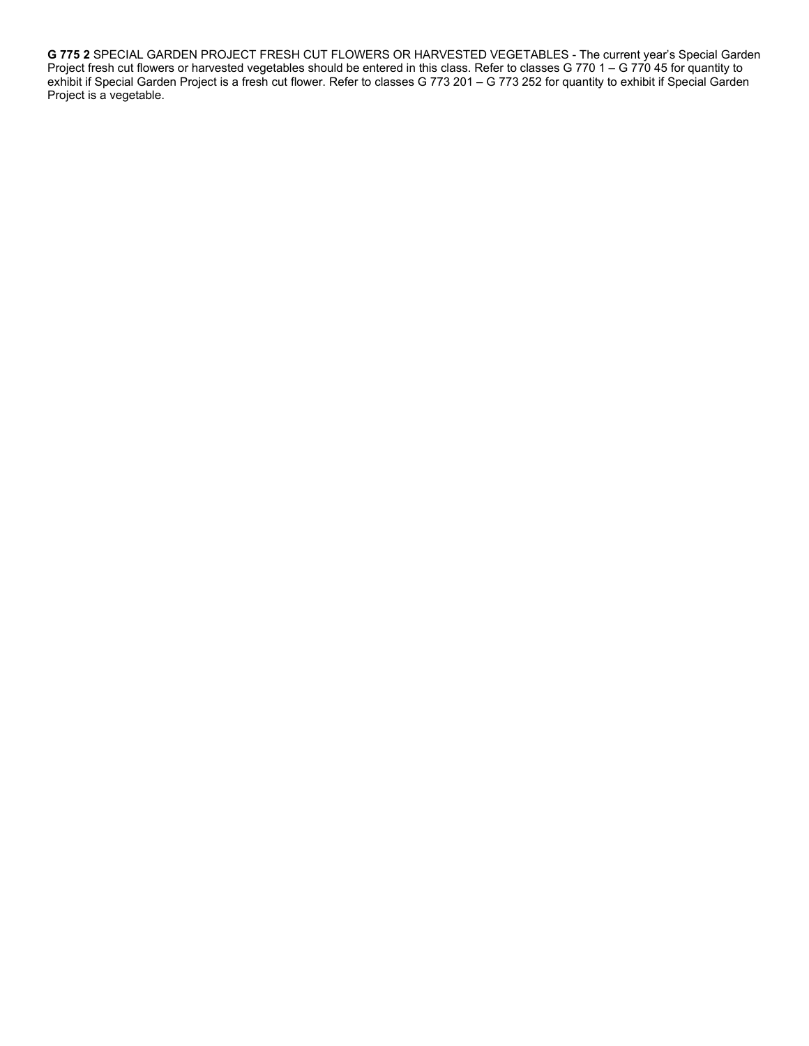**G 775 2** SPECIAL GARDEN PROJECT FRESH CUT FLOWERS OR HARVESTED VEGETABLES - The current year's Special Garden Project fresh cut flowers or harvested vegetables should be entered in this class. Refer to classes G 770 1 – G 770 45 for quantity to exhibit if Special Garden Project is a fresh cut flower. Refer to classes G 773 201 – G 773 252 for quantity to exhibit if Special Garden Project is a vegetable.